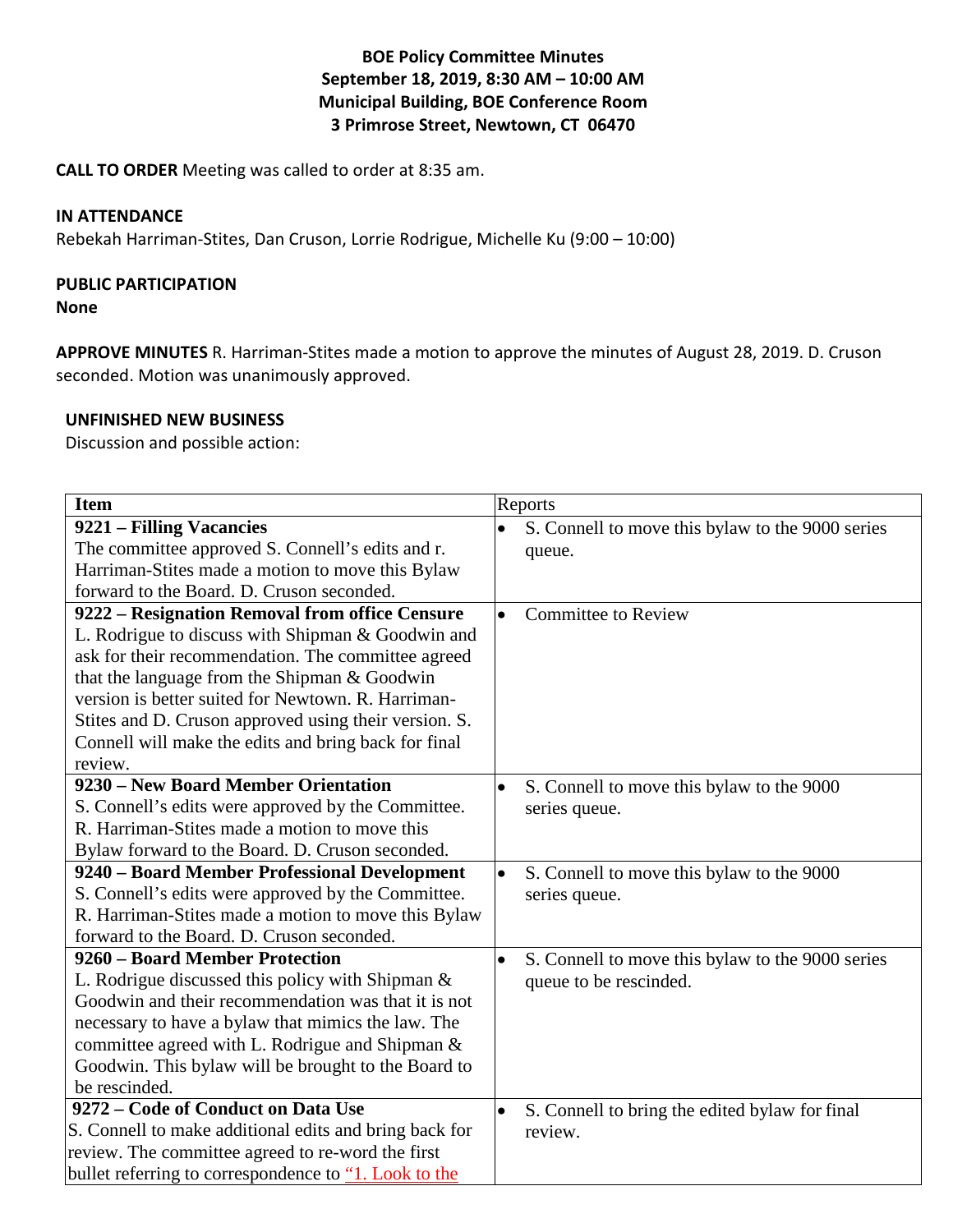**BOE Policy Committee Minutes**
**September 18, 2019, 8:30 AM – 10:00 AM**
**Municipal Building, BOE Conference Room**
**3 Primrose Street, Newtown, CT 06470**

**CALL TO ORDER** Meeting was called to order at 8:35 am.

**IN ATTENDANCE**
Rebekah Harriman-Stites, Dan Cruson, Lorrie Rodrigue, Michelle Ku (9:00 – 10:00)

**PUBLIC PARTICIPATION**
**None**

**APPROVE MINUTES** R. Harriman-Stites made a motion to approve the minutes of August 28, 2019. D. Cruson seconded. Motion was unanimously approved.

**UNFINISHED NEW BUSINESS**
Discussion and possible action:

| Item | Reports |
|---|---|
| **9221 – Filling Vacancies** The committee approved S. Connell's edits and r. Harriman-Stites made a motion to move this Bylaw forward to the Board. D. Cruson seconded. | • S. Connell to move this bylaw to the 9000 series queue. |
| **9222 – Resignation Removal from office Censure** L. Rodrigue to discuss with Shipman & Goodwin and ask for their recommendation. The committee agreed that the language from the Shipman & Goodwin version is better suited for Newtown. R. Harriman-Stites and D. Cruson approved using their version. S. Connell will make the edits and bring back for final review. | • Committee to Review |
| **9230 – New Board Member Orientation** S. Connell's edits were approved by the Committee. R. Harriman-Stites made a motion to move this Bylaw forward to the Board. D. Cruson seconded. | • S. Connell to move this bylaw to the 9000 series queue. |
| **9240 – Board Member Professional Development** S. Connell's edits were approved by the Committee. R. Harriman-Stites made a motion to move this Bylaw forward to the Board. D. Cruson seconded. | • S. Connell to move this bylaw to the 9000 series queue. |
| **9260 – Board Member Protection** L. Rodrigue discussed this policy with Shipman & Goodwin and their recommendation was that it is not necessary to have a bylaw that mimics the law. The committee agreed with L. Rodrigue and Shipman & Goodwin. This bylaw will be brought to the Board to be rescinded. | • S. Connell to move this bylaw to the 9000 series queue to be rescinded. |
| **9272 – Code of Conduct on Data Use** S. Connell to make additional edits and bring back for review. The committee agreed to re-word the first bullet referring to correspondence to "1. Look to the | • S. Connell to bring the edited bylaw for final review. |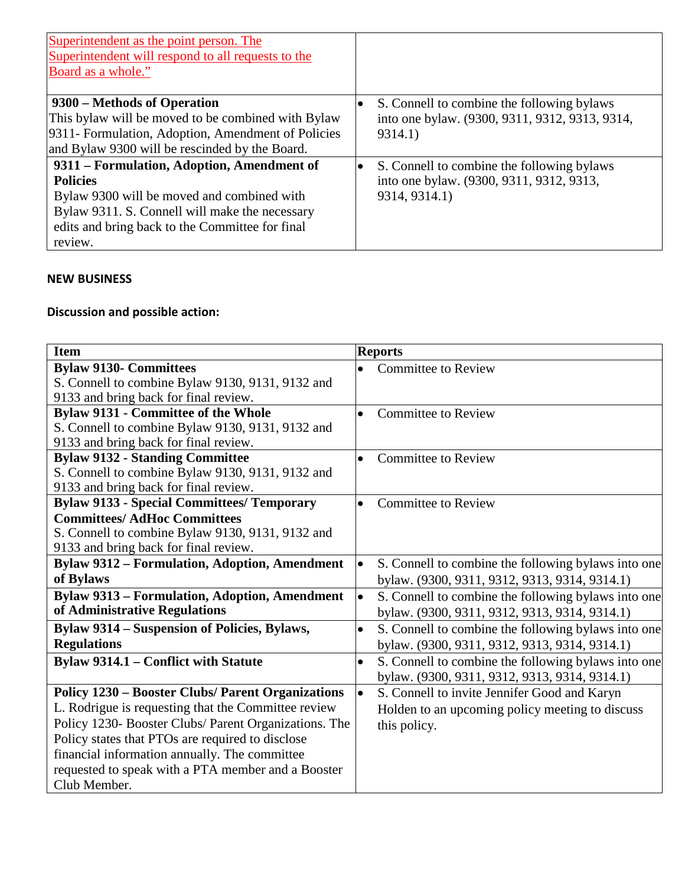| | |
|---|---|
| Superintendent as the point person. The Superintendent will respond to all requests to the Board as a whole." | |
| **9300 – Methods of Operation**<br>This bylaw will be moved to be combined with Bylaw 9311- Formulation, Adoption, Amendment of Policies and Bylaw 9300 will be rescinded by the Board. | • S. Connell to combine the following bylaws into one bylaw. (9300, 9311, 9312, 9313, 9314, 9314.1) |
| **9311 – Formulation, Adoption, Amendment of Policies**<br>Bylaw 9300 will be moved and combined with Bylaw 9311. S. Connell will make the necessary edits and bring back to the Committee for final review. | • S. Connell to combine the following bylaws into one bylaw. (9300, 9311, 9312, 9313, 9314, 9314.1) |

**NEW BUSINESS**

**Discussion and possible action:**

| Item | Reports |
|---|---|
| **Bylaw 9130- Committees**<br>S. Connell to combine Bylaw 9130, 9131, 9132 and 9133 and bring back for final review. | • Committee to Review |
| **Bylaw 9131 - Committee of the Whole**<br>S. Connell to combine Bylaw 9130, 9131, 9132 and 9133 and bring back for final review. | • Committee to Review |
| **Bylaw 9132 - Standing Committee**<br>S. Connell to combine Bylaw 9130, 9131, 9132 and 9133 and bring back for final review. | • Committee to Review |
| **Bylaw 9133 - Special Committees/ Temporary Committees/ AdHoc Committees**<br>S. Connell to combine Bylaw 9130, 9131, 9132 and 9133 and bring back for final review. | • Committee to Review |
| **Bylaw 9312 – Formulation, Adoption, Amendment of Bylaws** | • S. Connell to combine the following bylaws into one bylaw. (9300, 9311, 9312, 9313, 9314, 9314.1) |
| **Bylaw 9313 – Formulation, Adoption, Amendment of Administrative Regulations** | • S. Connell to combine the following bylaws into one bylaw. (9300, 9311, 9312, 9313, 9314, 9314.1) |
| **Bylaw 9314 – Suspension of Policies, Bylaws, Regulations** | • S. Connell to combine the following bylaws into one bylaw. (9300, 9311, 9312, 9313, 9314, 9314.1) |
| **Bylaw 9314.1 – Conflict with Statute** | • S. Connell to combine the following bylaws into one bylaw. (9300, 9311, 9312, 9313, 9314, 9314.1) |
| **Policy 1230 – Booster Clubs/ Parent Organizations**<br>L. Rodrigue is requesting that the Committee review Policy 1230- Booster Clubs/ Parent Organizations. The Policy states that PTOs are required to disclose financial information annually. The committee requested to speak with a PTA member and a Booster Club Member. | • S. Connell to invite Jennifer Good and Karyn Holden to an upcoming policy meeting to discuss this policy. |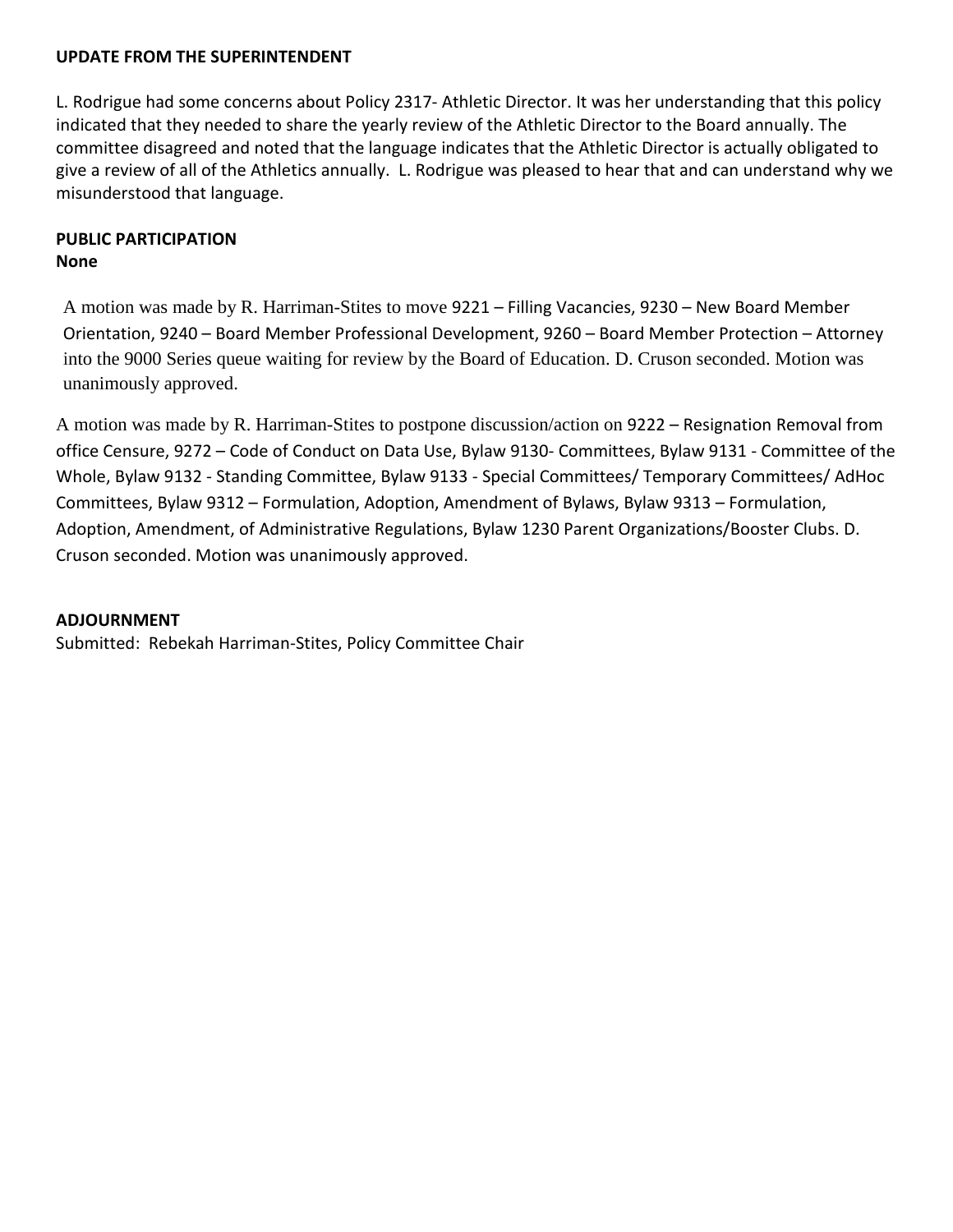**UPDATE FROM THE SUPERINTENDENT**

L. Rodrigue had some concerns about Policy 2317- Athletic Director. It was her understanding that this policy indicated that they needed to share the yearly review of the Athletic Director to the Board annually. The committee disagreed and noted that the language indicates that the Athletic Director is actually obligated to give a review of all of the Athletics annually. L. Rodrigue was pleased to hear that and can understand why we misunderstood that language.

**PUBLIC PARTICIPATION**
**None**

A motion was made by R. Harriman-Stites to move 9221 – Filling Vacancies, 9230 – New Board Member Orientation, 9240 – Board Member Professional Development, 9260 – Board Member Protection – Attorney into the 9000 Series queue waiting for review by the Board of Education. D. Cruson seconded. Motion was unanimously approved.

A motion was made by R. Harriman-Stites to postpone discussion/action on 9222 – Resignation Removal from office Censure, 9272 – Code of Conduct on Data Use, Bylaw 9130- Committees, Bylaw 9131 - Committee of the Whole, Bylaw 9132 - Standing Committee, Bylaw 9133 - Special Committees/ Temporary Committees/ AdHoc Committees, Bylaw 9312 – Formulation, Adoption, Amendment of Bylaws, Bylaw 9313 – Formulation, Adoption, Amendment, of Administrative Regulations, Bylaw 1230 Parent Organizations/Booster Clubs. D. Cruson seconded. Motion was unanimously approved.

**ADJOURNMENT**
Submitted: Rebekah Harriman-Stites, Policy Committee Chair